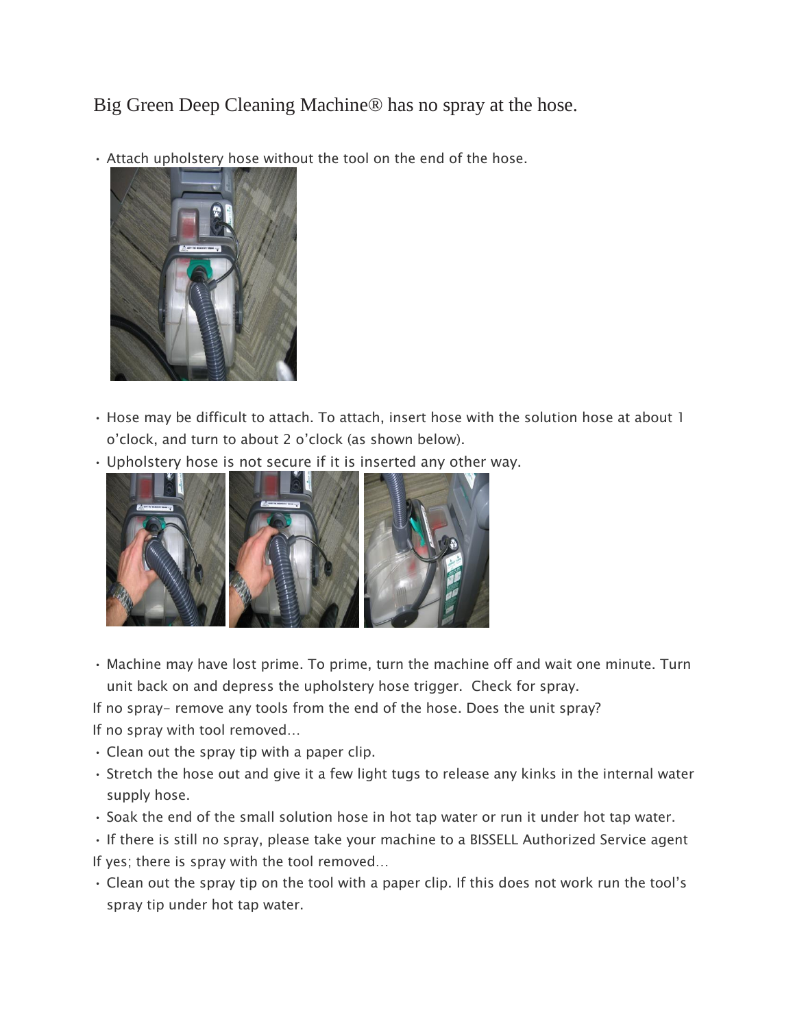# Big Green Deep Cleaning Machine® has no spray at the hose.

- Attach upholstery hose without the tool on the end of the hose.

- Hose may be difficult to attach. To attach, insert hose with the solution hose at about 1 o'clock, and turn to about 2 o'clock (as shown below).
- Upholstery hose is not secure if it is inserted any other way.

- Machine may have lost prime. To prime, turn the machine off and wait one minute. Turn unit back on and depress the upholstery hose trigger. Check for spray.

If no spray- remove any tools from the end of the hose. Does the unit spray?

If no spray with tool removed…

- Clean out the spray tip with a paper clip.
- Stretch the hose out and give it a few light tugs to release any kinks in the internal water supply hose.
- Soak the end of the small solution hose in hot tap water or run it under hot tap water.
- If there is still no spray, please take your machine to a BISSELL Authorized Service agent

If yes; there is spray with the tool removed…

- Clean out the spray tip on the tool with a paper clip. If this does not work run the tool's spray tip under hot tap water.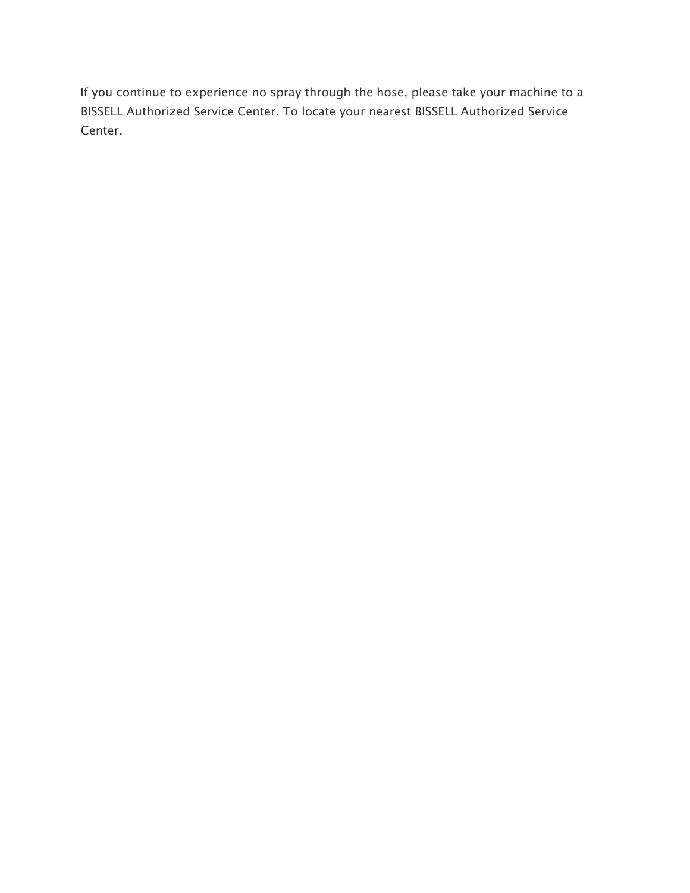If you continue to experience no spray through the hose, please take your machine to a BISSELL Authorized Service Center. To locate your nearest BISSELL Authorized Service Center.